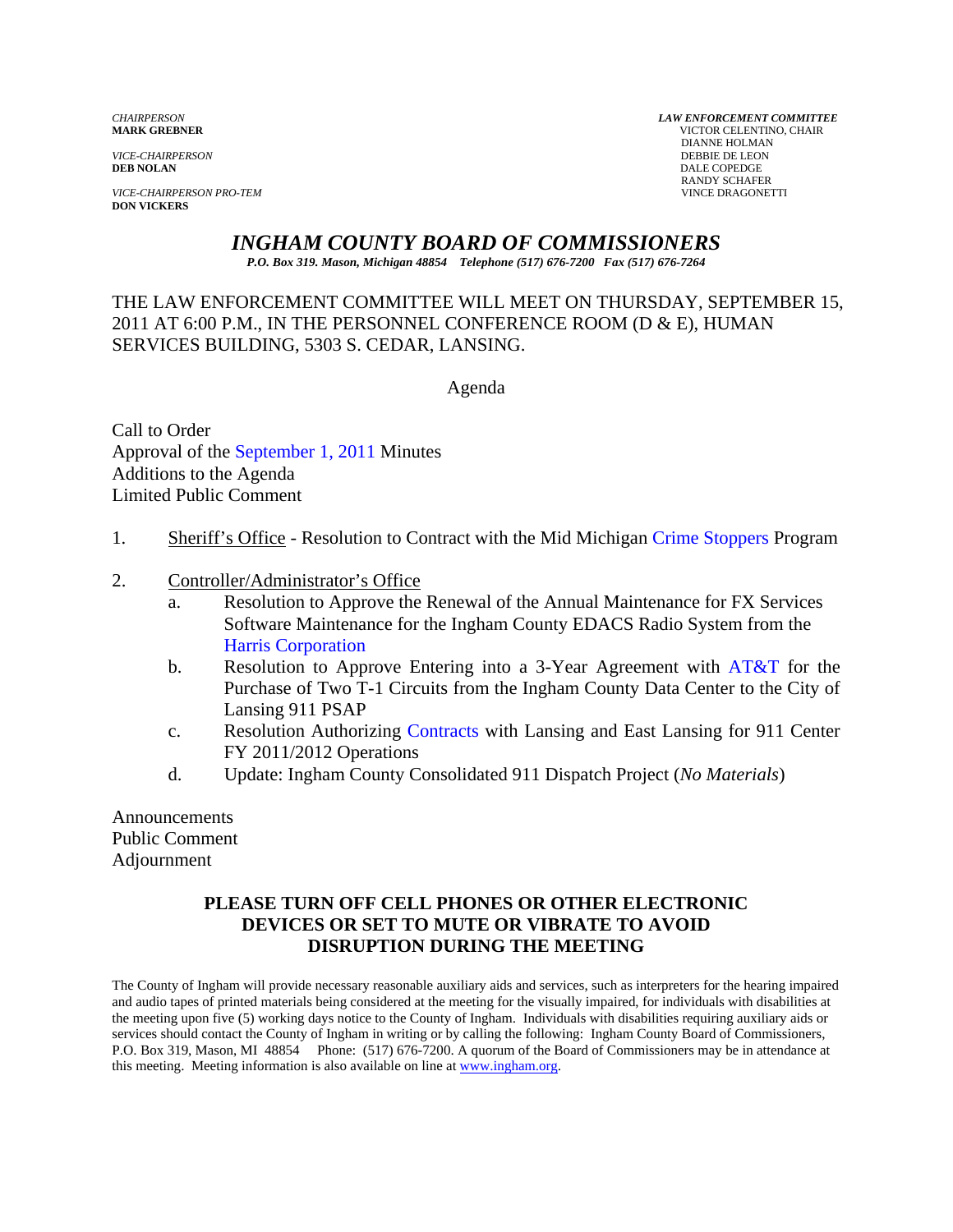*CHAIRPERSON*
**MARK GREBNER**

*VICE-CHAIRPERSON*
**DEB NOLAN**

*VICE-CHAIRPERSON PRO-TEM*
**DON VICKERS**

***LAW ENFORCEMENT COMMITTEE***
VICTOR CELENTINO, CHAIR
DIANNE HOLMAN
DEBBIE DE LEON
DALE COPEDGE
RANDY SCHAFER
VINCE DRAGONETTI

# *INGHAM COUNTY BOARD OF COMMISSIONERS*

***P.O. Box 319. Mason, Michigan 48854 Telephone (517) 676-7200 Fax (517) 676-7264***

THE LAW ENFORCEMENT COMMITTEE WILL MEET ON THURSDAY, SEPTEMBER 15, 2011 AT 6:00 P.M., IN THE PERSONNEL CONFERENCE ROOM (D & E), HUMAN SERVICES BUILDING, 5303 S. CEDAR, LANSING.

Agenda

Call to Order
Approval of the September 1, 2011 Minutes
Additions to the Agenda
Limited Public Comment

1. Sheriff's Office - Resolution to Contract with the Mid Michigan Crime Stoppers Program

2. Controller/Administrator's Office
   a. Resolution to Approve the Renewal of the Annual Maintenance for FX Services Software Maintenance for the Ingham County EDACS Radio System from the Harris Corporation
   b. Resolution to Approve Entering into a 3-Year Agreement with AT&T for the Purchase of Two T-1 Circuits from the Ingham County Data Center to the City of Lansing 911 PSAP
   c. Resolution Authorizing Contracts with Lansing and East Lansing for 911 Center FY 2011/2012 Operations
   d. Update: Ingham County Consolidated 911 Dispatch Project (*No Materials*)

Announcements
Public Comment
Adjournment

**PLEASE TURN OFF CELL PHONES OR OTHER ELECTRONIC DEVICES OR SET TO MUTE OR VIBRATE TO AVOID DISRUPTION DURING THE MEETING**

The County of Ingham will provide necessary reasonable auxiliary aids and services, such as interpreters for the hearing impaired and audio tapes of printed materials being considered at the meeting for the visually impaired, for individuals with disabilities at the meeting upon five (5) working days notice to the County of Ingham. Individuals with disabilities requiring auxiliary aids or services should contact the County of Ingham in writing or by calling the following: Ingham County Board of Commissioners, P.O. Box 319, Mason, MI 48854 Phone: (517) 676-7200. A quorum of the Board of Commissioners may be in attendance at this meeting. Meeting information is also available on line at www.ingham.org.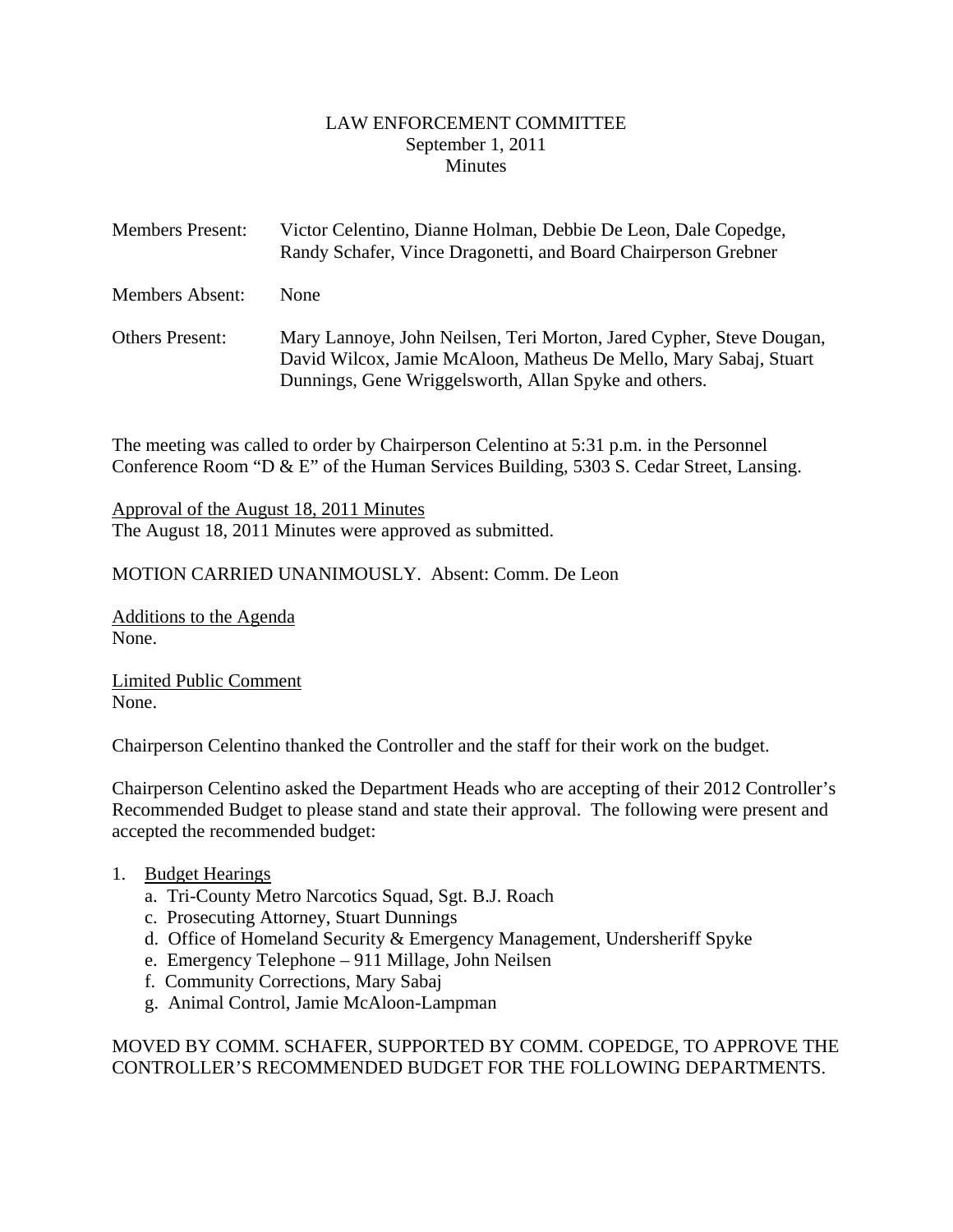LAW ENFORCEMENT COMMITTEE
September 1, 2011
Minutes

Members Present: Victor Celentino, Dianne Holman, Debbie De Leon, Dale Copedge, Randy Schafer, Vince Dragonetti, and Board Chairperson Grebner

Members Absent: None

Others Present: Mary Lannoye, John Neilsen, Teri Morton, Jared Cypher, Steve Dougan, David Wilcox, Jamie McAloon, Matheus De Mello, Mary Sabaj, Stuart Dunnings, Gene Wriggelsworth, Allan Spyke and others.

The meeting was called to order by Chairperson Celentino at 5:31 p.m. in the Personnel Conference Room "D & E" of the Human Services Building, 5303 S. Cedar Street, Lansing.

Approval of the August 18, 2011 Minutes
The August 18, 2011 Minutes were approved as submitted.

MOTION CARRIED UNANIMOUSLY. Absent: Comm. De Leon

Additions to the Agenda
None.

Limited Public Comment
None.

Chairperson Celentino thanked the Controller and the staff for their work on the budget.

Chairperson Celentino asked the Department Heads who are accepting of their 2012 Controller's Recommended Budget to please stand and state their approval. The following were present and accepted the recommended budget:

1. Budget Hearings
   a. Tri-County Metro Narcotics Squad, Sgt. B.J. Roach
   c. Prosecuting Attorney, Stuart Dunnings
   d. Office of Homeland Security & Emergency Management, Undersheriff Spyke
   e. Emergency Telephone – 911 Millage, John Neilsen
   f. Community Corrections, Mary Sabaj
   g. Animal Control, Jamie McAloon-Lampman

MOVED BY COMM. SCHAFER, SUPPORTED BY COMM. COPEDGE, TO APPROVE THE CONTROLLER'S RECOMMENDED BUDGET FOR THE FOLLOWING DEPARTMENTS.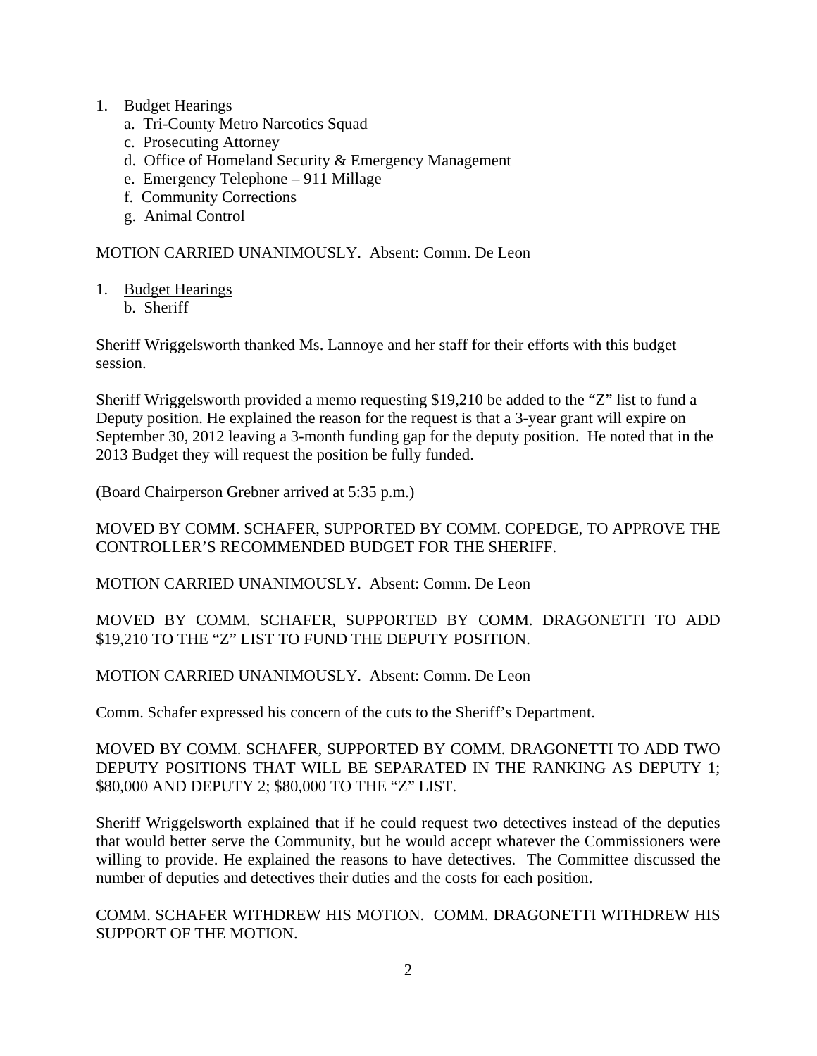1. Budget Hearings
   a. Tri-County Metro Narcotics Squad
   c. Prosecuting Attorney
   d. Office of Homeland Security & Emergency Management
   e. Emergency Telephone – 911 Millage
   f. Community Corrections
   g. Animal Control

MOTION CARRIED UNANIMOUSLY. Absent: Comm. De Leon

1. Budget Hearings
   b. Sheriff

Sheriff Wriggelsworth thanked Ms. Lannoye and her staff for their efforts with this budget session.

Sheriff Wriggelsworth provided a memo requesting $19,210 be added to the "Z" list to fund a Deputy position. He explained the reason for the request is that a 3-year grant will expire on September 30, 2012 leaving a 3-month funding gap for the deputy position. He noted that in the 2013 Budget they will request the position be fully funded.

(Board Chairperson Grebner arrived at 5:35 p.m.)

MOVED BY COMM. SCHAFER, SUPPORTED BY COMM. COPEDGE, TO APPROVE THE CONTROLLER'S RECOMMENDED BUDGET FOR THE SHERIFF.

MOTION CARRIED UNANIMOUSLY. Absent: Comm. De Leon

MOVED BY COMM. SCHAFER, SUPPORTED BY COMM. DRAGONETTI TO ADD $19,210 TO THE "Z" LIST TO FUND THE DEPUTY POSITION.

MOTION CARRIED UNANIMOUSLY. Absent: Comm. De Leon

Comm. Schafer expressed his concern of the cuts to the Sheriff's Department.

MOVED BY COMM. SCHAFER, SUPPORTED BY COMM. DRAGONETTI TO ADD TWO DEPUTY POSITIONS THAT WILL BE SEPARATED IN THE RANKING AS DEPUTY 1; $80,000 AND DEPUTY 2; $80,000 TO THE "Z" LIST.

Sheriff Wriggelsworth explained that if he could request two detectives instead of the deputies that would better serve the Community, but he would accept whatever the Commissioners were willing to provide. He explained the reasons to have detectives. The Committee discussed the number of deputies and detectives their duties and the costs for each position.

COMM. SCHAFER WITHDREW HIS MOTION. COMM. DRAGONETTI WITHDREW HIS SUPPORT OF THE MOTION.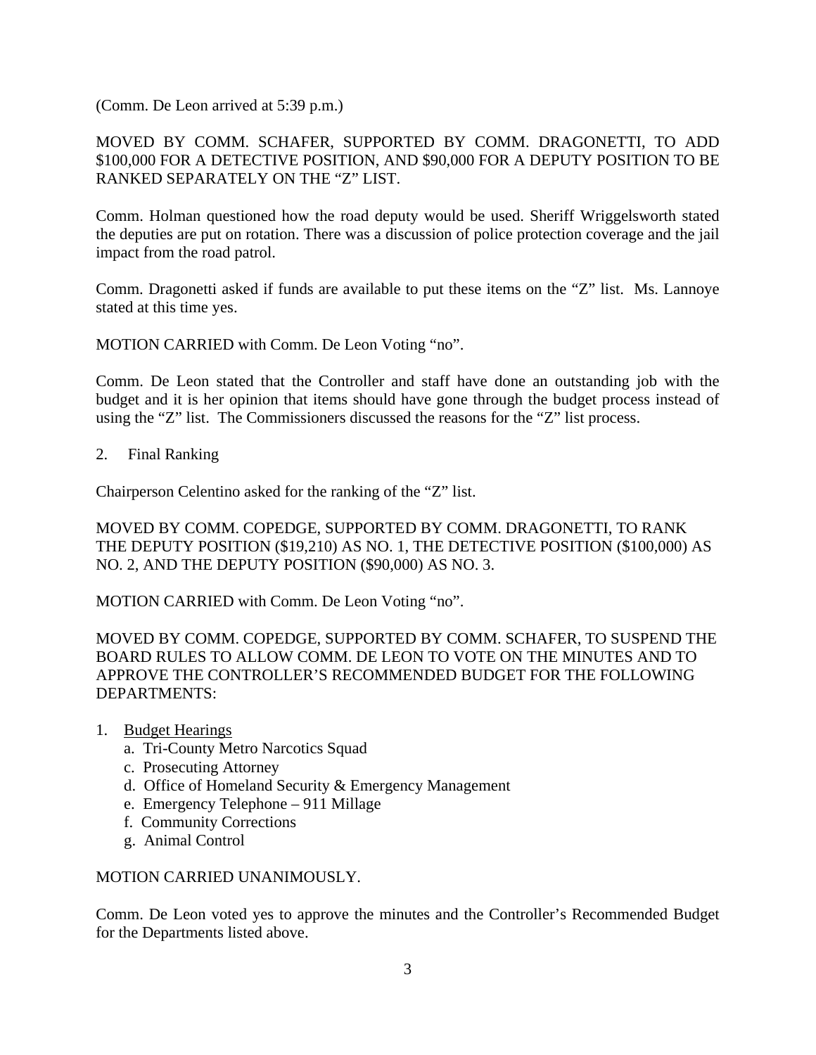(Comm. De Leon arrived at 5:39 p.m.)

MOVED BY COMM. SCHAFER, SUPPORTED BY COMM. DRAGONETTI, TO ADD $100,000 FOR A DETECTIVE POSITION, AND $90,000 FOR A DEPUTY POSITION TO BE RANKED SEPARATELY ON THE "Z" LIST.

Comm. Holman questioned how the road deputy would be used. Sheriff Wriggelsworth stated the deputies are put on rotation. There was a discussion of police protection coverage and the jail impact from the road patrol.

Comm. Dragonetti asked if funds are available to put these items on the "Z" list. Ms. Lannoye stated at this time yes.

MOTION CARRIED with Comm. De Leon Voting "no".

Comm. De Leon stated that the Controller and staff have done an outstanding job with the budget and it is her opinion that items should have gone through the budget process instead of using the "Z" list. The Commissioners discussed the reasons for the "Z" list process.

2. Final Ranking

Chairperson Celentino asked for the ranking of the "Z" list.

MOVED BY COMM. COPEDGE, SUPPORTED BY COMM. DRAGONETTI, TO RANK THE DEPUTY POSITION ($19,210) AS NO. 1, THE DETECTIVE POSITION ($100,000) AS NO. 2, AND THE DEPUTY POSITION ($90,000) AS NO. 3.

MOTION CARRIED with Comm. De Leon Voting "no".

MOVED BY COMM. COPEDGE, SUPPORTED BY COMM. SCHAFER, TO SUSPEND THE BOARD RULES TO ALLOW COMM. DE LEON TO VOTE ON THE MINUTES AND TO APPROVE THE CONTROLLER'S RECOMMENDED BUDGET FOR THE FOLLOWING DEPARTMENTS:

1. Budget Hearings
   a. Tri-County Metro Narcotics Squad
   c. Prosecuting Attorney
   d. Office of Homeland Security & Emergency Management
   e. Emergency Telephone – 911 Millage
   f. Community Corrections
   g. Animal Control

MOTION CARRIED UNANIMOUSLY.

Comm. De Leon voted yes to approve the minutes and the Controller's Recommended Budget for the Departments listed above.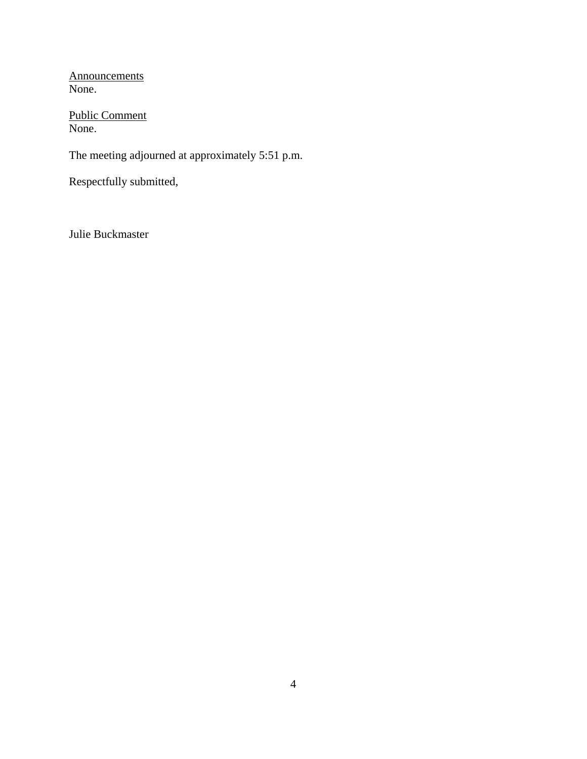<u>Announcements</u>
None.

<u>Public Comment</u>
None.

The meeting adjourned at approximately 5:51 p.m.

Respectfully submitted,

Julie Buckmaster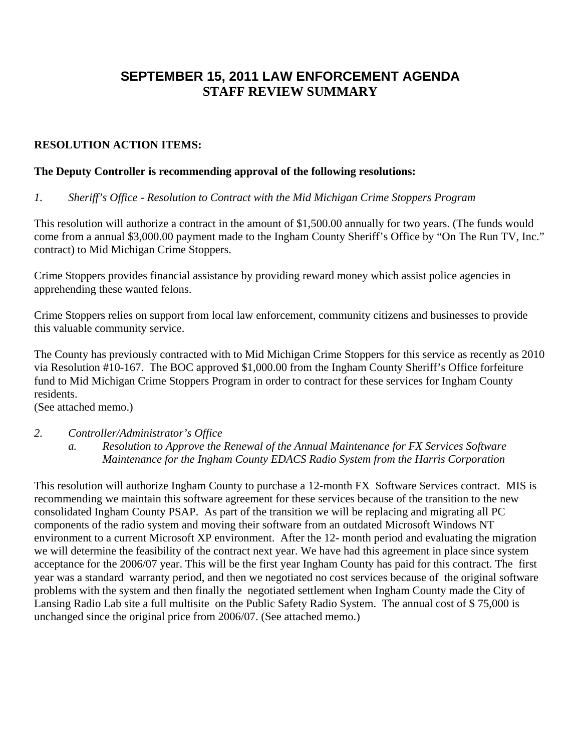# SEPTEMBER 15, 2011 LAW ENFORCEMENT AGENDA
# STAFF REVIEW SUMMARY

**RESOLUTION ACTION ITEMS:**

**The Deputy Controller is recommending approval of the following resolutions:**

*1. Sheriff's Office - Resolution to Contract with the Mid Michigan Crime Stoppers Program*

This resolution will authorize a contract in the amount of $1,500.00 annually for two years. (The funds would come from a annual $3,000.00 payment made to the Ingham County Sheriff's Office by "On The Run TV, Inc." contract) to Mid Michigan Crime Stoppers.

Crime Stoppers provides financial assistance by providing reward money which assist police agencies in apprehending these wanted felons.

Crime Stoppers relies on support from local law enforcement, community citizens and businesses to provide this valuable community service.

The County has previously contracted with to Mid Michigan Crime Stoppers for this service as recently as 2010 via Resolution #10-167. The BOC approved $1,000.00 from the Ingham County Sheriff's Office forfeiture fund to Mid Michigan Crime Stoppers Program in order to contract for these services for Ingham County residents.
(See attached memo.)

*2. Controller/Administrator's Office*
   *a. Resolution to Approve the Renewal of the Annual Maintenance for FX Services Software Maintenance for the Ingham County EDACS Radio System from the Harris Corporation*

This resolution will authorize Ingham County to purchase a 12-month FX Software Services contract. MIS is recommending we maintain this software agreement for these services because of the transition to the new consolidated Ingham County PSAP. As part of the transition we will be replacing and migrating all PC components of the radio system and moving their software from an outdated Microsoft Windows NT environment to a current Microsoft XP environment. After the 12- month period and evaluating the migration we will determine the feasibility of the contract next year. We have had this agreement in place since system acceptance for the 2006/07 year. This will be the first year Ingham County has paid for this contract. The first year was a standard warranty period, and then we negotiated no cost services because of the original software problems with the system and then finally the negotiated settlement when Ingham County made the City of Lansing Radio Lab site a full multisite on the Public Safety Radio System. The annual cost of $ 75,000 is unchanged since the original price from 2006/07. (See attached memo.)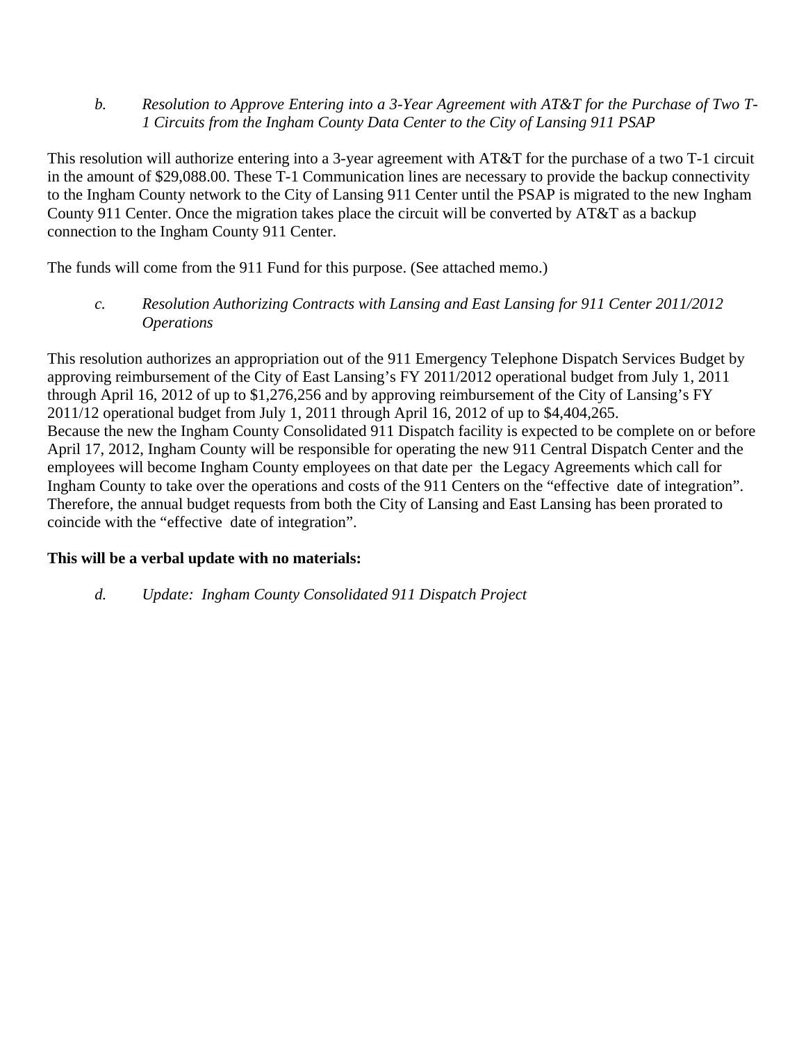*b. Resolution to Approve Entering into a 3-Year Agreement with AT&T for the Purchase of Two T-1 Circuits from the Ingham County Data Center to the City of Lansing 911 PSAP*

This resolution will authorize entering into a 3-year agreement with AT&T for the purchase of a two T-1 circuit in the amount of $29,088.00. These T-1 Communication lines are necessary to provide the backup connectivity to the Ingham County network to the City of Lansing 911 Center until the PSAP is migrated to the new Ingham County 911 Center. Once the migration takes place the circuit will be converted by AT&T as a backup connection to the Ingham County 911 Center.

The funds will come from the 911 Fund for this purpose. (See attached memo.)

*c. Resolution Authorizing Contracts with Lansing and East Lansing for 911 Center 2011/2012 Operations*

This resolution authorizes an appropriation out of the 911 Emergency Telephone Dispatch Services Budget by approving reimbursement of the City of East Lansing's FY 2011/2012 operational budget from July 1, 2011 through April 16, 2012 of up to $1,276,256 and by approving reimbursement of the City of Lansing's FY 2011/12 operational budget from July 1, 2011 through April 16, 2012 of up to $4,404,265.
Because the new the Ingham County Consolidated 911 Dispatch facility is expected to be complete on or before April 17, 2012, Ingham County will be responsible for operating the new 911 Central Dispatch Center and the employees will become Ingham County employees on that date per the Legacy Agreements which call for Ingham County to take over the operations and costs of the 911 Centers on the "effective date of integration". Therefore, the annual budget requests from both the City of Lansing and East Lansing has been prorated to coincide with the "effective date of integration".

**This will be a verbal update with no materials:**

*d. Update: Ingham County Consolidated 911 Dispatch Project*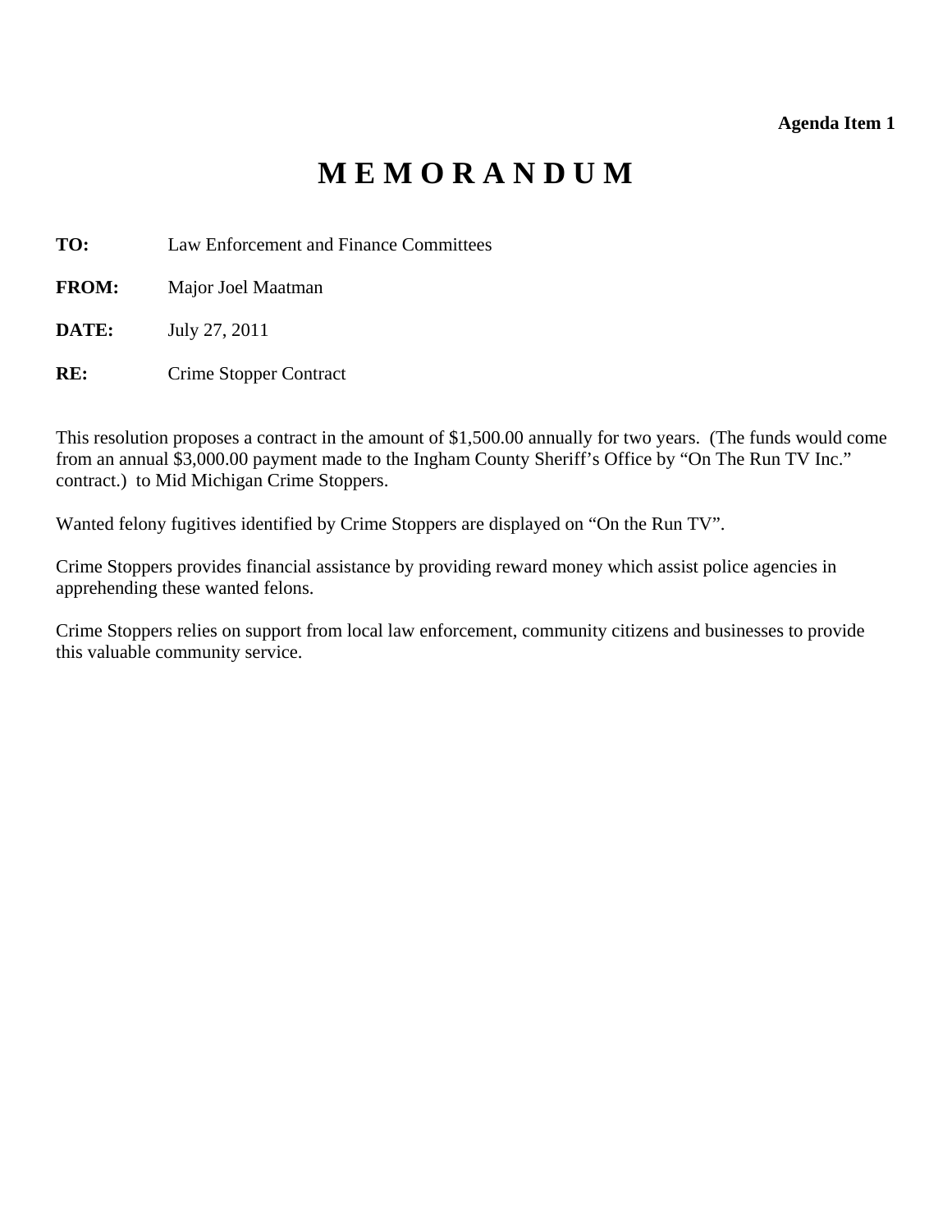**Agenda Item 1**

# M E M O R A N D U M

**TO:** Law Enforcement and Finance Committees

**FROM:** Major Joel Maatman

**DATE:** July 27, 2011

**RE:** Crime Stopper Contract

This resolution proposes a contract in the amount of $1,500.00 annually for two years. (The funds would come from an annual $3,000.00 payment made to the Ingham County Sheriff's Office by "On The Run TV Inc." contract.) to Mid Michigan Crime Stoppers.

Wanted felony fugitives identified by Crime Stoppers are displayed on "On the Run TV".

Crime Stoppers provides financial assistance by providing reward money which assist police agencies in apprehending these wanted felons.

Crime Stoppers relies on support from local law enforcement, community citizens and businesses to provide this valuable community service.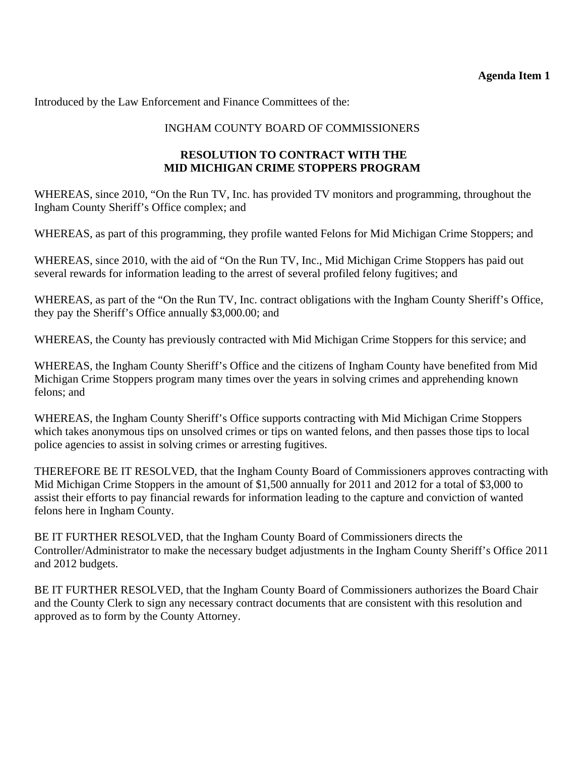**Agenda Item 1**

Introduced by the Law Enforcement and Finance Committees of the:

INGHAM COUNTY BOARD OF COMMISSIONERS

**RESOLUTION TO CONTRACT WITH THE MID MICHIGAN CRIME STOPPERS PROGRAM**

WHEREAS, since 2010, "On the Run TV, Inc. has provided TV monitors and programming, throughout the Ingham County Sheriff's Office complex; and

WHEREAS, as part of this programming, they profile wanted Felons for Mid Michigan Crime Stoppers; and

WHEREAS, since 2010, with the aid of "On the Run TV, Inc., Mid Michigan Crime Stoppers has paid out several rewards for information leading to the arrest of several profiled felony fugitives; and

WHEREAS, as part of the "On the Run TV, Inc. contract obligations with the Ingham County Sheriff's Office, they pay the Sheriff's Office annually $3,000.00; and

WHEREAS, the County has previously contracted with Mid Michigan Crime Stoppers for this service; and

WHEREAS, the Ingham County Sheriff's Office and the citizens of Ingham County have benefited from Mid Michigan Crime Stoppers program many times over the years in solving crimes and apprehending known felons; and

WHEREAS, the Ingham County Sheriff's Office supports contracting with Mid Michigan Crime Stoppers which takes anonymous tips on unsolved crimes or tips on wanted felons, and then passes those tips to local police agencies to assist in solving crimes or arresting fugitives.

THEREFORE BE IT RESOLVED, that the Ingham County Board of Commissioners approves contracting with Mid Michigan Crime Stoppers in the amount of $1,500 annually for 2011 and 2012 for a total of $3,000 to assist their efforts to pay financial rewards for information leading to the capture and conviction of wanted felons here in Ingham County.

BE IT FURTHER RESOLVED, that the Ingham County Board of Commissioners directs the Controller/Administrator to make the necessary budget adjustments in the Ingham County Sheriff's Office 2011 and 2012 budgets.

BE IT FURTHER RESOLVED, that the Ingham County Board of Commissioners authorizes the Board Chair and the County Clerk to sign any necessary contract documents that are consistent with this resolution and approved as to form by the County Attorney.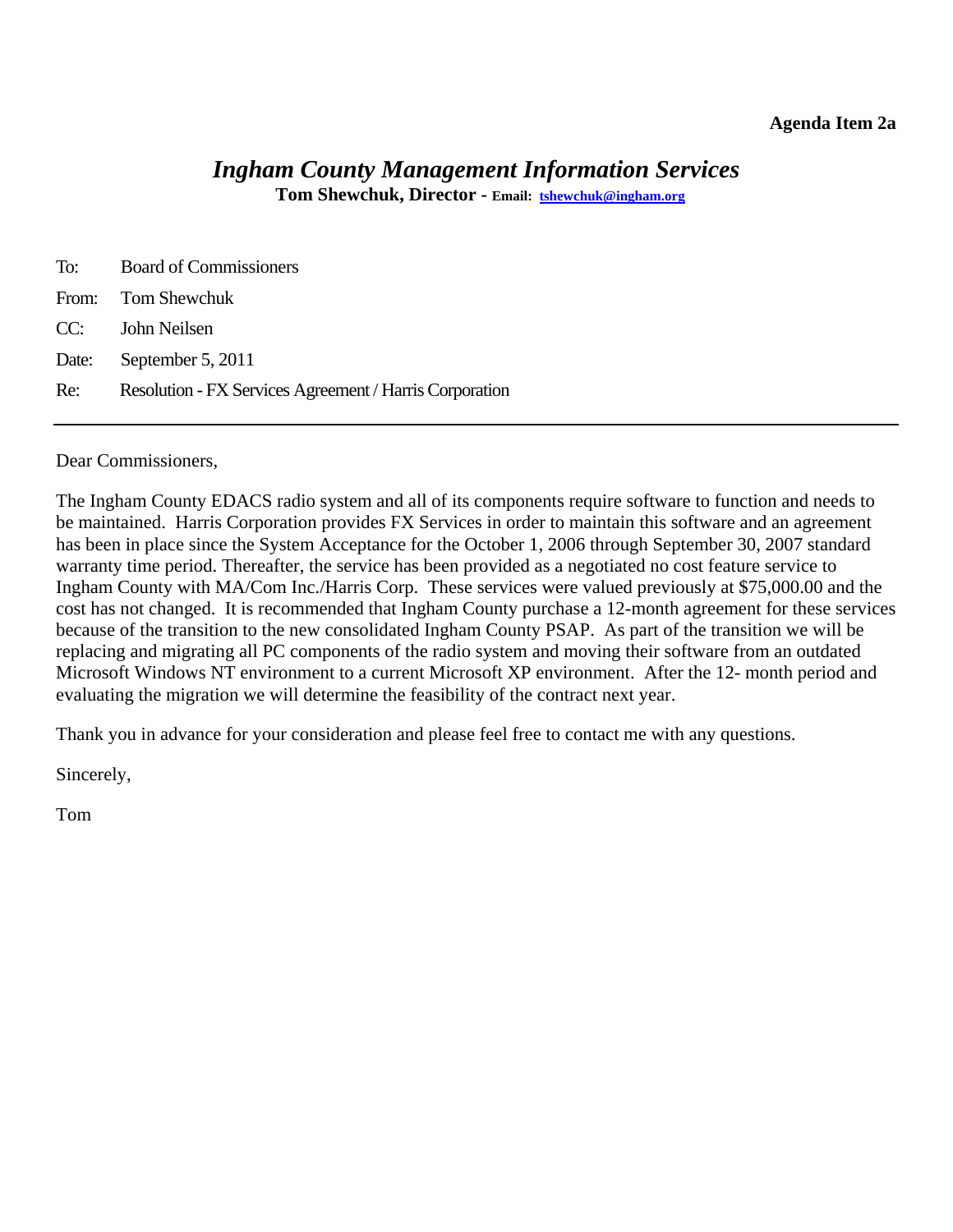**Agenda Item 2a**

# *Ingham County Management Information Services*

**Tom Shewchuk, Director - Email: [tshewchuk@ingham.org](mailto:tshewchuk@ingham.org)**

To: Board of Commissioners

From: Tom Shewchuk

CC: John Neilsen

Date: September 5, 2011

Re: Resolution - FX Services Agreement / Harris Corporation

---

Dear Commissioners,

The Ingham County EDACS radio system and all of its components require software to function and needs to be maintained. Harris Corporation provides FX Services in order to maintain this software and an agreement has been in place since the System Acceptance for the October 1, 2006 through September 30, 2007 standard warranty time period. Thereafter, the service has been provided as a negotiated no cost feature service to Ingham County with MA/Com Inc./Harris Corp. These services were valued previously at $75,000.00 and the cost has not changed. It is recommended that Ingham County purchase a 12-month agreement for these services because of the transition to the new consolidated Ingham County PSAP. As part of the transition we will be replacing and migrating all PC components of the radio system and moving their software from an outdated Microsoft Windows NT environment to a current Microsoft XP environment. After the 12- month period and evaluating the migration we will determine the feasibility of the contract next year.

Thank you in advance for your consideration and please feel free to contact me with any questions.

Sincerely,

Tom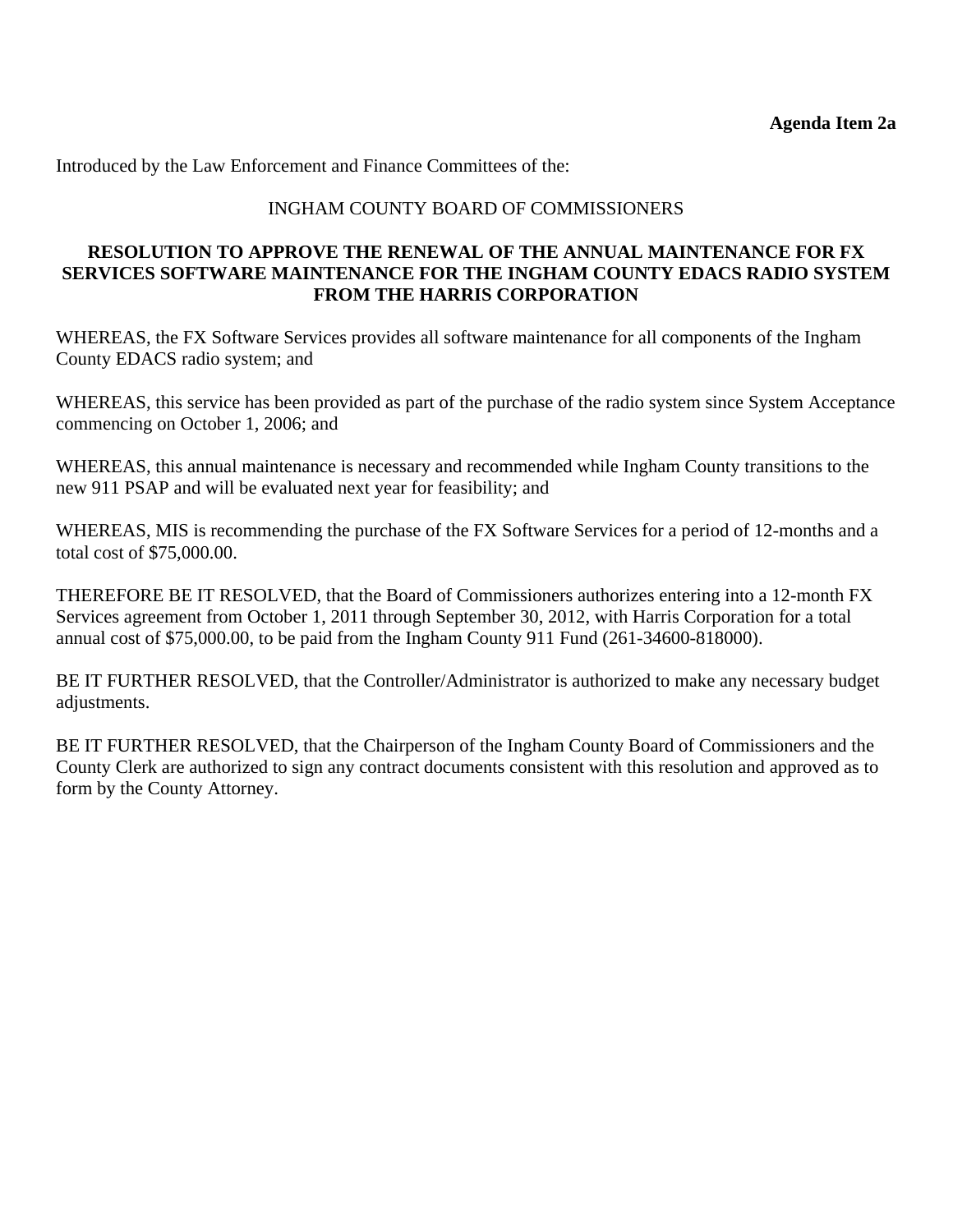**Agenda Item 2a**

Introduced by the Law Enforcement and Finance Committees of the:

INGHAM COUNTY BOARD OF COMMISSIONERS

**RESOLUTION TO APPROVE THE RENEWAL OF THE ANNUAL MAINTENANCE FOR FX SERVICES SOFTWARE MAINTENANCE FOR THE INGHAM COUNTY EDACS RADIO SYSTEM FROM THE HARRIS CORPORATION**

WHEREAS, the FX Software Services provides all software maintenance for all components of the Ingham County EDACS radio system; and

WHEREAS, this service has been provided as part of the purchase of the radio system since System Acceptance commencing on October 1, 2006; and

WHEREAS, this annual maintenance is necessary and recommended while Ingham County transitions to the new 911 PSAP and will be evaluated next year for feasibility; and

WHEREAS, MIS is recommending the purchase of the FX Software Services for a period of 12-months and a total cost of $75,000.00.

THEREFORE BE IT RESOLVED, that the Board of Commissioners authorizes entering into a 12-month FX Services agreement from October 1, 2011 through September 30, 2012, with Harris Corporation for a total annual cost of $75,000.00, to be paid from the Ingham County 911 Fund (261-34600-818000).

BE IT FURTHER RESOLVED, that the Controller/Administrator is authorized to make any necessary budget adjustments.

BE IT FURTHER RESOLVED, that the Chairperson of the Ingham County Board of Commissioners and the County Clerk are authorized to sign any contract documents consistent with this resolution and approved as to form by the County Attorney.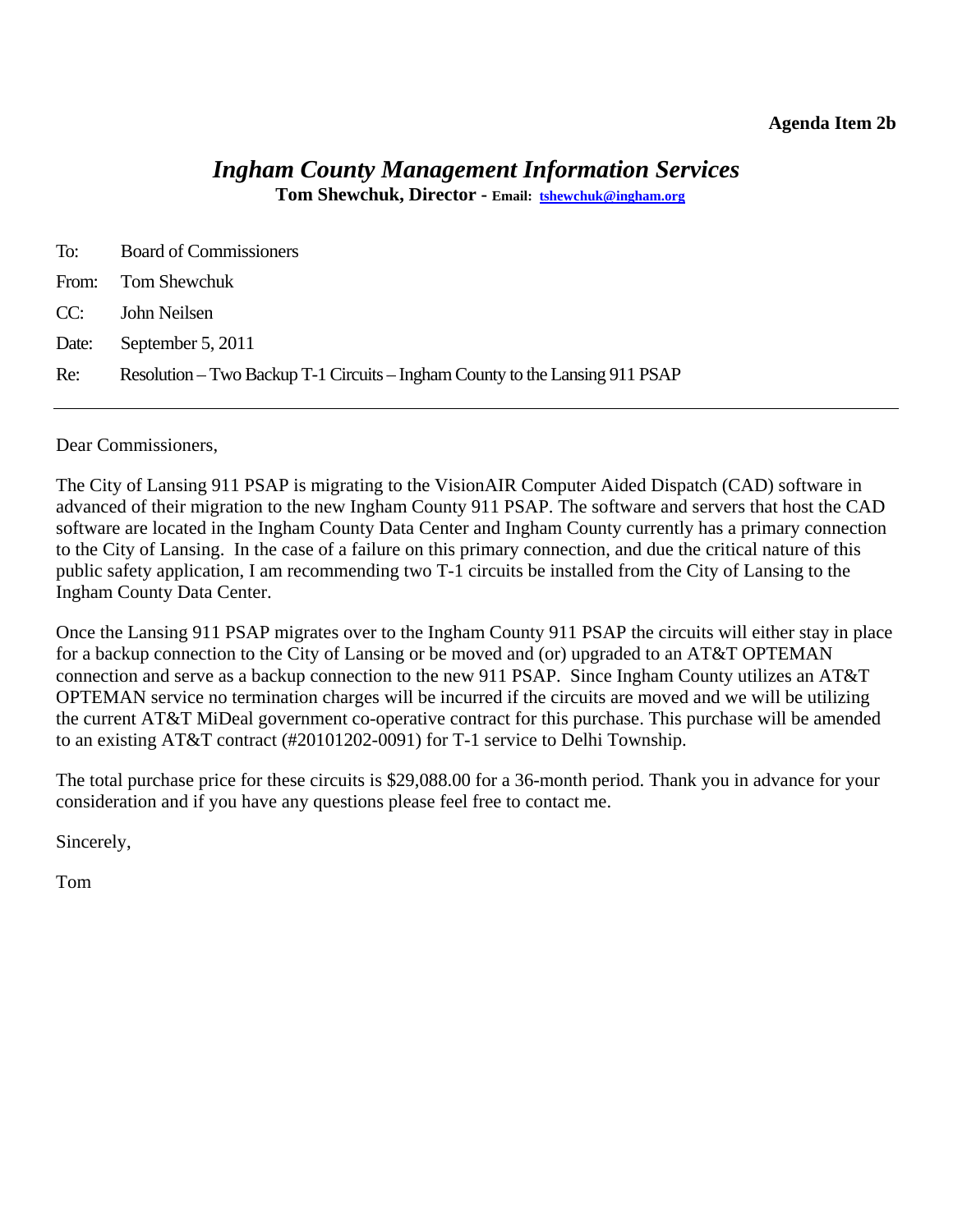**Agenda Item 2b**

# *Ingham County Management Information Services*

**Tom Shewchuk, Director - Email: [tshewchuk@ingham.org](mailto:tshewchuk@ingham.org)**

To: Board of Commissioners

From: Tom Shewchuk

CC: John Neilsen

Date: September 5, 2011

Re: Resolution – Two Backup T-1 Circuits – Ingham County to the Lansing 911 PSAP

---

Dear Commissioners,

The City of Lansing 911 PSAP is migrating to the VisionAIR Computer Aided Dispatch (CAD) software in advanced of their migration to the new Ingham County 911 PSAP. The software and servers that host the CAD software are located in the Ingham County Data Center and Ingham County currently has a primary connection to the City of Lansing. In the case of a failure on this primary connection, and due the critical nature of this public safety application, I am recommending two T-1 circuits be installed from the City of Lansing to the Ingham County Data Center.

Once the Lansing 911 PSAP migrates over to the Ingham County 911 PSAP the circuits will either stay in place for a backup connection to the City of Lansing or be moved and (or) upgraded to an AT&T OPTEMAN connection and serve as a backup connection to the new 911 PSAP. Since Ingham County utilizes an AT&T OPTEMAN service no termination charges will be incurred if the circuits are moved and we will be utilizing the current AT&T MiDeal government co-operative contract for this purchase. This purchase will be amended to an existing AT&T contract (#20101202-0091) for T-1 service to Delhi Township.

The total purchase price for these circuits is $29,088.00 for a 36-month period. Thank you in advance for your consideration and if you have any questions please feel free to contact me.

Sincerely,

Tom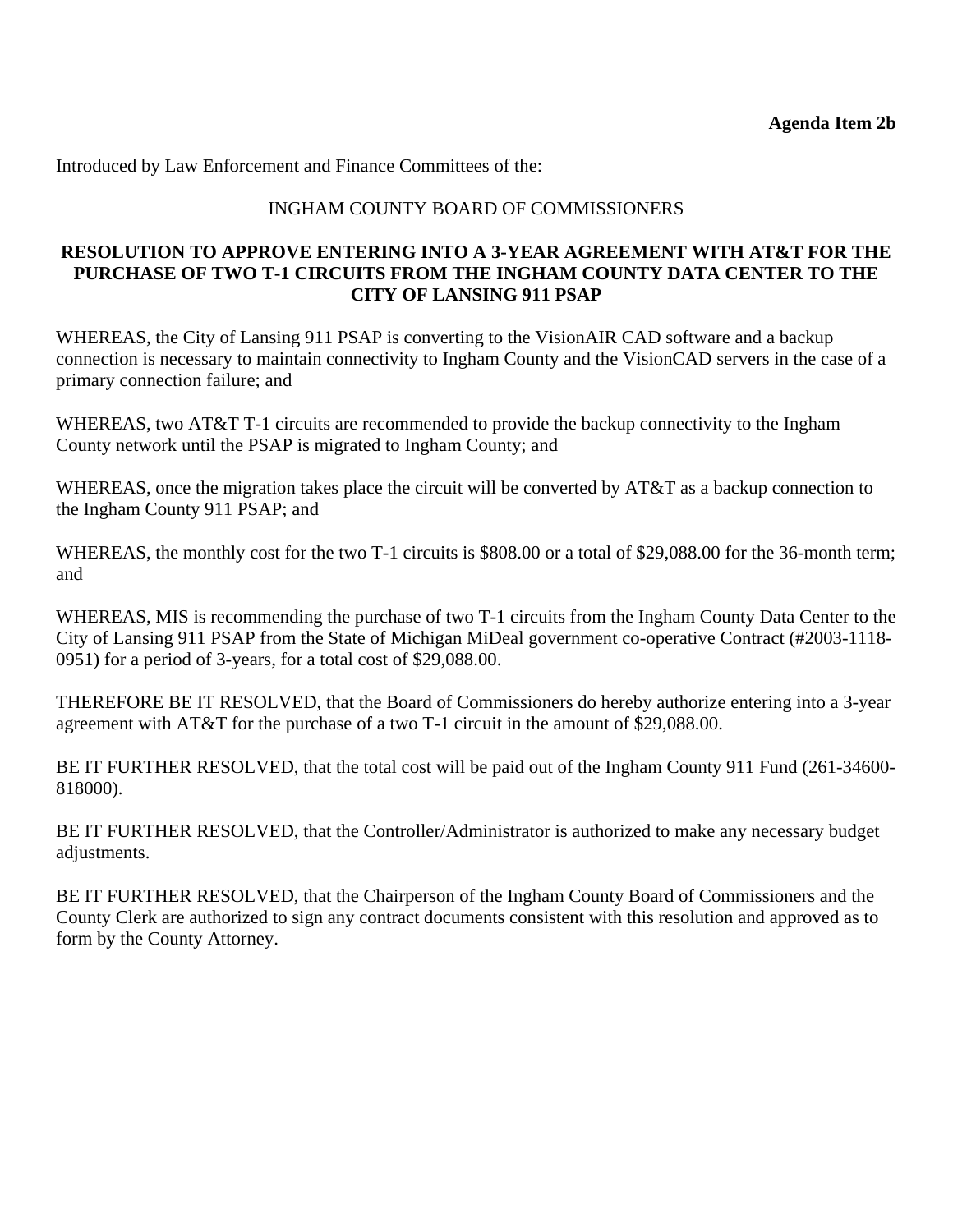**Agenda Item 2b**

Introduced by Law Enforcement and Finance Committees of the:

INGHAM COUNTY BOARD OF COMMISSIONERS

**RESOLUTION TO APPROVE ENTERING INTO A 3-YEAR AGREEMENT WITH AT&T FOR THE PURCHASE OF TWO T-1 CIRCUITS FROM THE INGHAM COUNTY DATA CENTER TO THE CITY OF LANSING 911 PSAP**

WHEREAS, the City of Lansing 911 PSAP is converting to the VisionAIR CAD software and a backup connection is necessary to maintain connectivity to Ingham County and the VisionCAD servers in the case of a primary connection failure; and

WHEREAS, two AT&T T-1 circuits are recommended to provide the backup connectivity to the Ingham County network until the PSAP is migrated to Ingham County; and

WHEREAS, once the migration takes place the circuit will be converted by AT&T as a backup connection to the Ingham County 911 PSAP; and

WHEREAS, the monthly cost for the two T-1 circuits is $808.00 or a total of $29,088.00 for the 36-month term; and

WHEREAS, MIS is recommending the purchase of two T-1 circuits from the Ingham County Data Center to the City of Lansing 911 PSAP from the State of Michigan MiDeal government co-operative Contract (#2003-1118-0951) for a period of 3-years, for a total cost of $29,088.00.

THEREFORE BE IT RESOLVED, that the Board of Commissioners do hereby authorize entering into a 3-year agreement with AT&T for the purchase of a two T-1 circuit in the amount of $29,088.00.

BE IT FURTHER RESOLVED, that the total cost will be paid out of the Ingham County 911 Fund (261-34600-818000).

BE IT FURTHER RESOLVED, that the Controller/Administrator is authorized to make any necessary budget adjustments.

BE IT FURTHER RESOLVED, that the Chairperson of the Ingham County Board of Commissioners and the County Clerk are authorized to sign any contract documents consistent with this resolution and approved as to form by the County Attorney.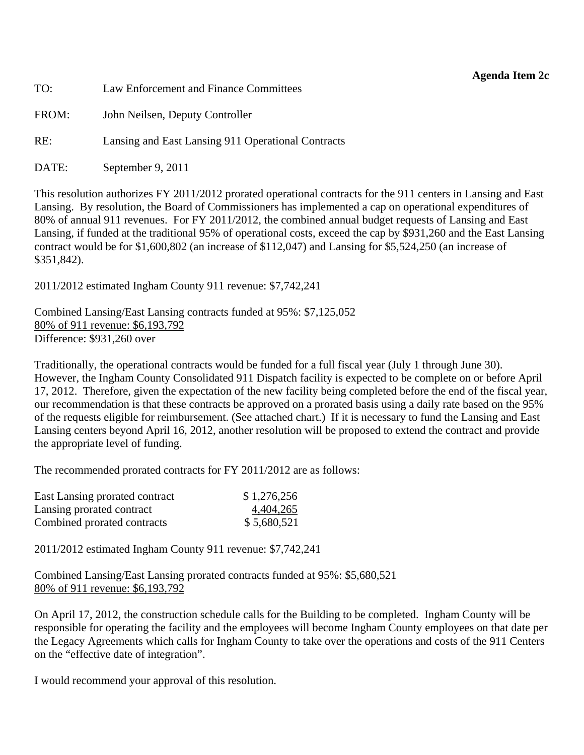**Agenda Item 2c**

TO: Law Enforcement and Finance Committees

FROM: John Neilsen, Deputy Controller

RE: Lansing and East Lansing 911 Operational Contracts

DATE: September 9, 2011

This resolution authorizes FY 2011/2012 prorated operational contracts for the 911 centers in Lansing and East Lansing. By resolution, the Board of Commissioners has implemented a cap on operational expenditures of 80% of annual 911 revenues. For FY 2011/2012, the combined annual budget requests of Lansing and East Lansing, if funded at the traditional 95% of operational costs, exceed the cap by $931,260 and the East Lansing contract would be for $1,600,802 (an increase of $112,047) and Lansing for $5,524,250 (an increase of $351,842).

2011/2012 estimated Ingham County 911 revenue: $7,742,241

Combined Lansing/East Lansing contracts funded at 95%: $7,125,052  
80% of 911 revenue: $6,193,792  
Difference: $931,260 over

Traditionally, the operational contracts would be funded for a full fiscal year (July 1 through June 30). However, the Ingham County Consolidated 911 Dispatch facility is expected to be complete on or before April 17, 2012. Therefore, given the expectation of the new facility being completed before the end of the fiscal year, our recommendation is that these contracts be approved on a prorated basis using a daily rate based on the 95% of the requests eligible for reimbursement. (See attached chart.) If it is necessary to fund the Lansing and East Lansing centers beyond April 16, 2012, another resolution will be proposed to extend the contract and provide the appropriate level of funding.

The recommended prorated contracts for FY 2011/2012 are as follows:

| | |
|---|---|
| East Lansing prorated contract | $ 1,276,256 |
| Lansing prorated contract | 4,404,265 |
| Combined prorated contracts | $ 5,680,521 |

2011/2012 estimated Ingham County 911 revenue: $7,742,241

Combined Lansing/East Lansing prorated contracts funded at 95%: $5,680,521  
80% of 911 revenue: $6,193,792

On April 17, 2012, the construction schedule calls for the Building to be completed. Ingham County will be responsible for operating the facility and the employees will become Ingham County employees on that date per the Legacy Agreements which calls for Ingham County to take over the operations and costs of the 911 Centers on the "effective date of integration".

I would recommend your approval of this resolution.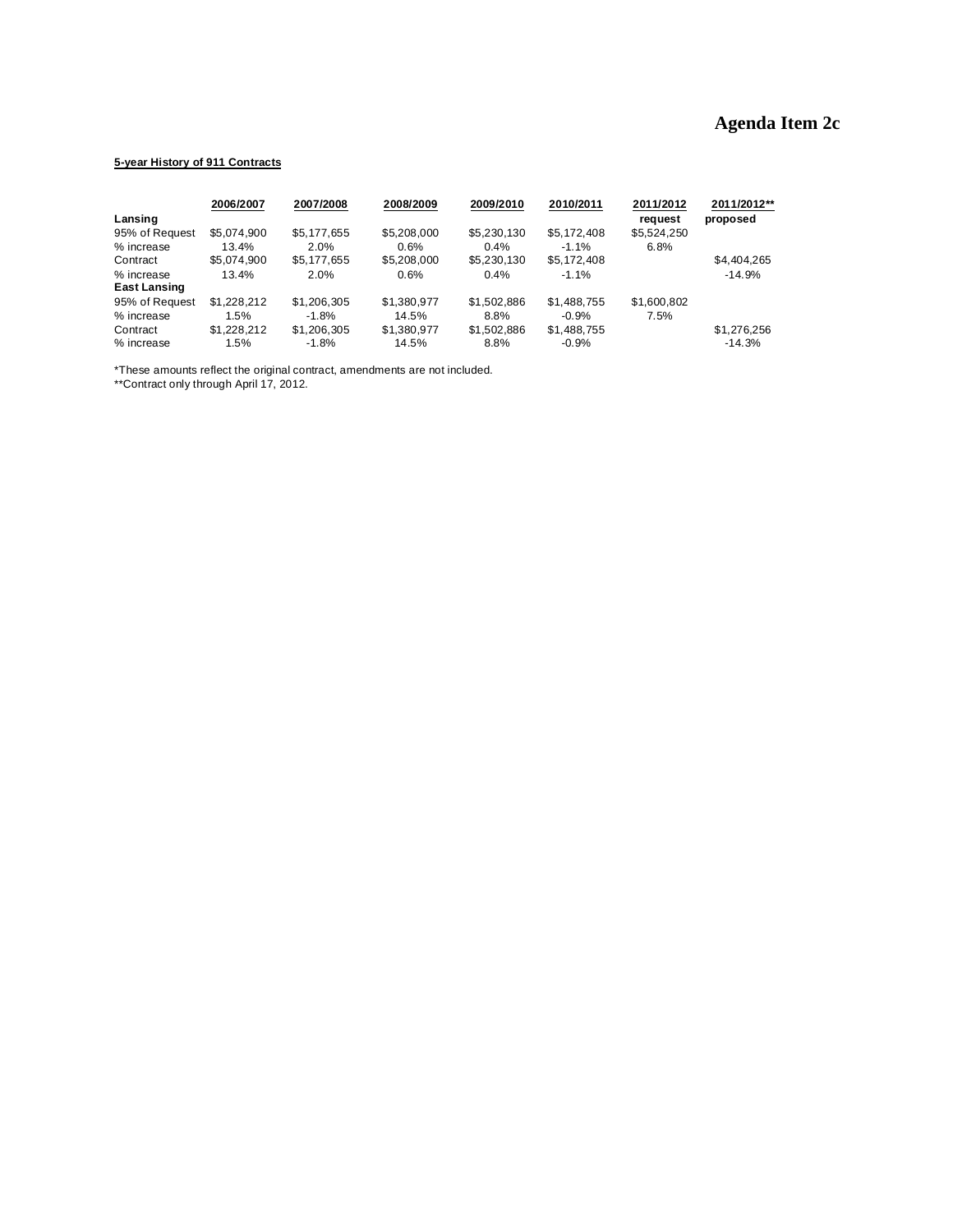# Agenda Item 2c

**5-year History of 911 Contracts**

| | 2006/2007 | 2007/2008 | 2008/2009 | 2009/2010 | 2010/2011 | 2011/2012 request | 2011/2012** proposed |
|---|---|---|---|---|---|---|---|
| **Lansing** | | | | | | | |
| 95% of Request | $5,074,900 | $5,177,655 | $5,208,000 | $5,230,130 | $5,172,408 | $5,524,250 | |
| % increase | 13.4% | 2.0% | 0.6% | 0.4% | -1.1% | 6.8% | |
| Contract | $5,074,900 | $5,177,655 | $5,208,000 | $5,230,130 | $5,172,408 | | $4,404,265 |
| % increase | 13.4% | 2.0% | 0.6% | 0.4% | -1.1% | | -14.9% |
| **East Lansing** | | | | | | | |
| 95% of Request | $1,228,212 | $1,206,305 | $1,380,977 | $1,502,886 | $1,488,755 | $1,600,802 | |
| % increase | 1.5% | -1.8% | 14.5% | 8.8% | -0.9% | 7.5% | |
| Contract | $1,228,212 | $1,206,305 | $1,380,977 | $1,502,886 | $1,488,755 | | $1,276,256 |
| % increase | 1.5% | -1.8% | 14.5% | 8.8% | -0.9% | | -14.3% |

*These amounts reflect the original contract, amendments are not included.
**Contract only through April 17, 2012.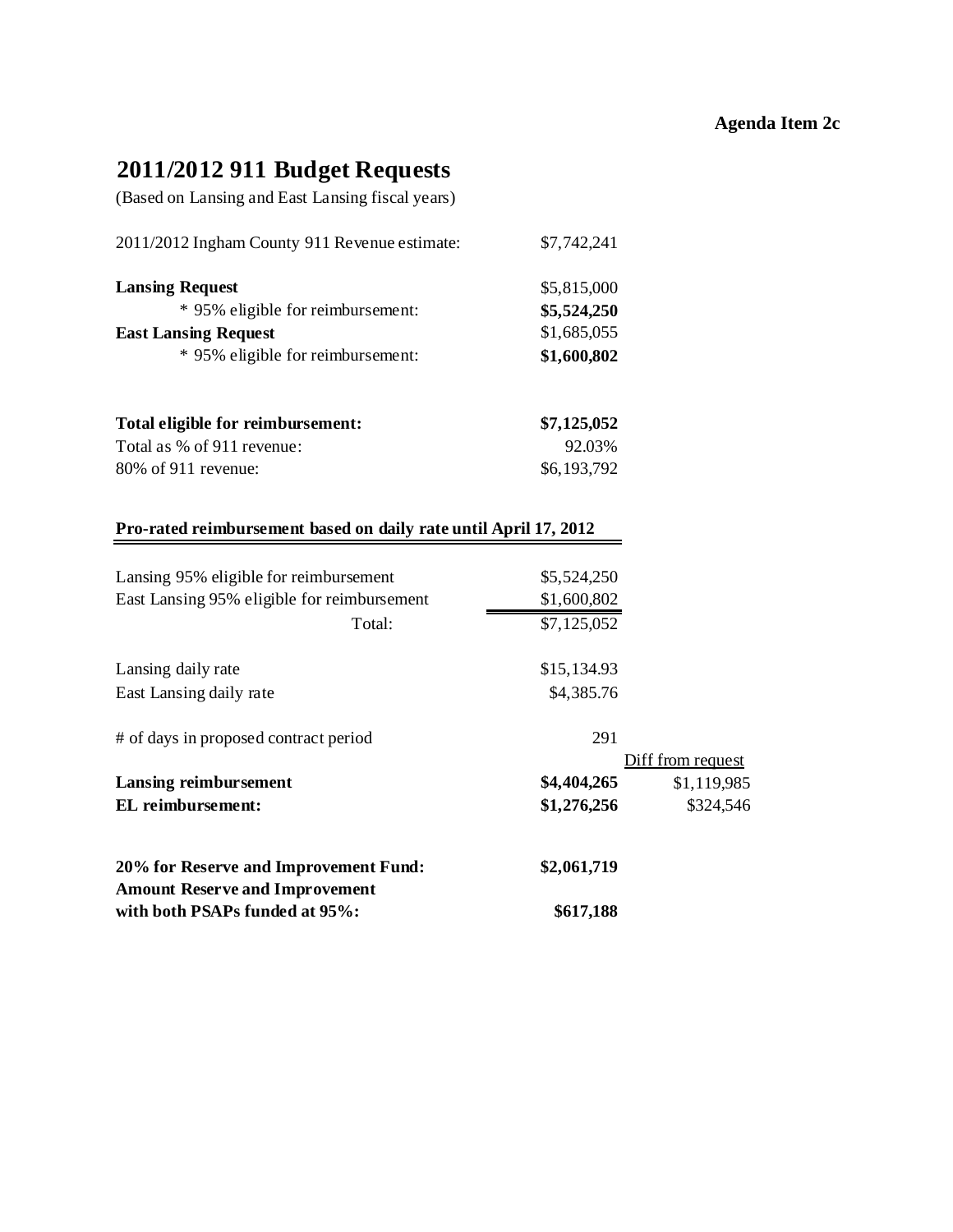**Agenda Item 2c**

# 2011/2012 911 Budget Requests

(Based on Lansing and East Lansing fiscal years)

| | | |
|---|---|---|
| 2011/2012 Ingham County 911 Revenue estimate: | $7,742,241 | |
| **Lansing Request** | $5,815,000 | |
| * 95% eligible for reimbursement: | **$5,524,250** | |
| **East Lansing Request** | $1,685,055 | |
| * 95% eligible for reimbursement: | **$1,600,802** | |
| | | |
| **Total eligible for reimbursement:** | **$7,125,052** | |
| Total as % of 911 revenue: | 92.03% | |
| 80% of 911 revenue: | $6,193,792 | |

**Pro-rated reimbursement based on daily rate until April 17, 2012**

| | | |
|---|---|---|
| Lansing 95% eligible for reimbursement | $5,524,250 | |
| East Lansing 95% eligible for reimbursement | $1,600,802 | |
| Total: | $7,125,052 | |
| | | |
| Lansing daily rate | $15,134.93 | |
| East Lansing daily rate | $4,385.76 | |
| | | |
| # of days in proposed contract period | 291 | |
| | | Diff from request |
| **Lansing reimbursement** | **$4,404,265** | $1,119,985 |
| **EL reimbursement:** | **$1,276,256** | $324,546 |
| | | |
| **20% for Reserve and Improvement Fund:** | **$2,061,719** | |
| **Amount Reserve and Improvement with both PSAPs funded at 95%:** | **$617,188** | |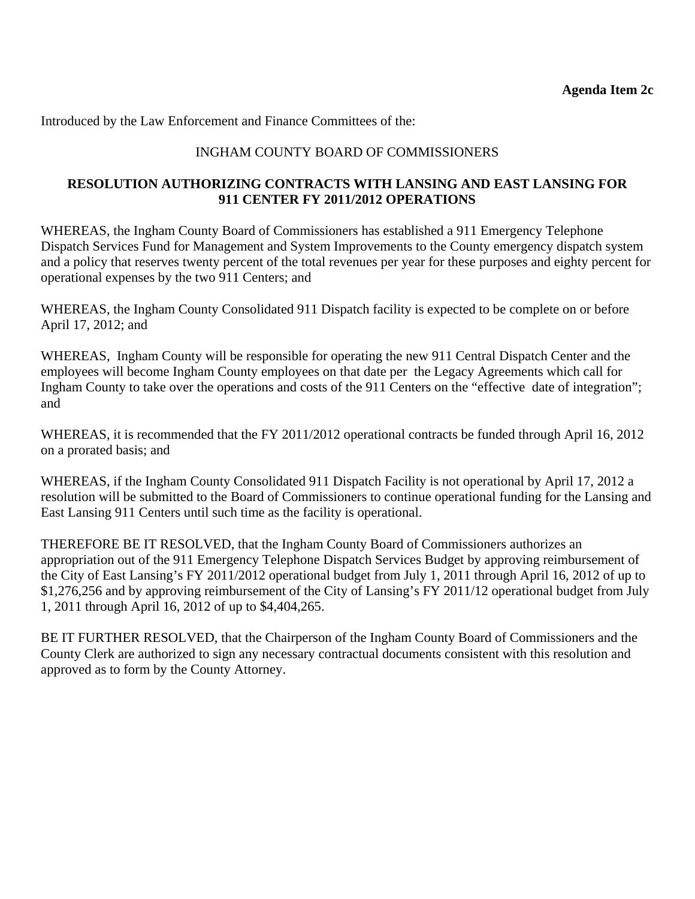**Agenda Item 2c**

Introduced by the Law Enforcement and Finance Committees of the:

INGHAM COUNTY BOARD OF COMMISSIONERS

**RESOLUTION AUTHORIZING CONTRACTS WITH LANSING AND EAST LANSING FOR 911 CENTER FY 2011/2012 OPERATIONS**

WHEREAS, the Ingham County Board of Commissioners has established a 911 Emergency Telephone Dispatch Services Fund for Management and System Improvements to the County emergency dispatch system and a policy that reserves twenty percent of the total revenues per year for these purposes and eighty percent for operational expenses by the two 911 Centers; and

WHEREAS, the Ingham County Consolidated 911 Dispatch facility is expected to be complete on or before April 17, 2012; and

WHEREAS, Ingham County will be responsible for operating the new 911 Central Dispatch Center and the employees will become Ingham County employees on that date per the Legacy Agreements which call for Ingham County to take over the operations and costs of the 911 Centers on the "effective date of integration"; and

WHEREAS, it is recommended that the FY 2011/2012 operational contracts be funded through April 16, 2012 on a prorated basis; and

WHEREAS, if the Ingham County Consolidated 911 Dispatch Facility is not operational by April 17, 2012 a resolution will be submitted to the Board of Commissioners to continue operational funding for the Lansing and East Lansing 911 Centers until such time as the facility is operational.

THEREFORE BE IT RESOLVED, that the Ingham County Board of Commissioners authorizes an appropriation out of the 911 Emergency Telephone Dispatch Services Budget by approving reimbursement of the City of East Lansing's FY 2011/2012 operational budget from July 1, 2011 through April 16, 2012 of up to $1,276,256 and by approving reimbursement of the City of Lansing's FY 2011/12 operational budget from July 1, 2011 through April 16, 2012 of up to $4,404,265.

BE IT FURTHER RESOLVED, that the Chairperson of the Ingham County Board of Commissioners and the County Clerk are authorized to sign any necessary contractual documents consistent with this resolution and approved as to form by the County Attorney.